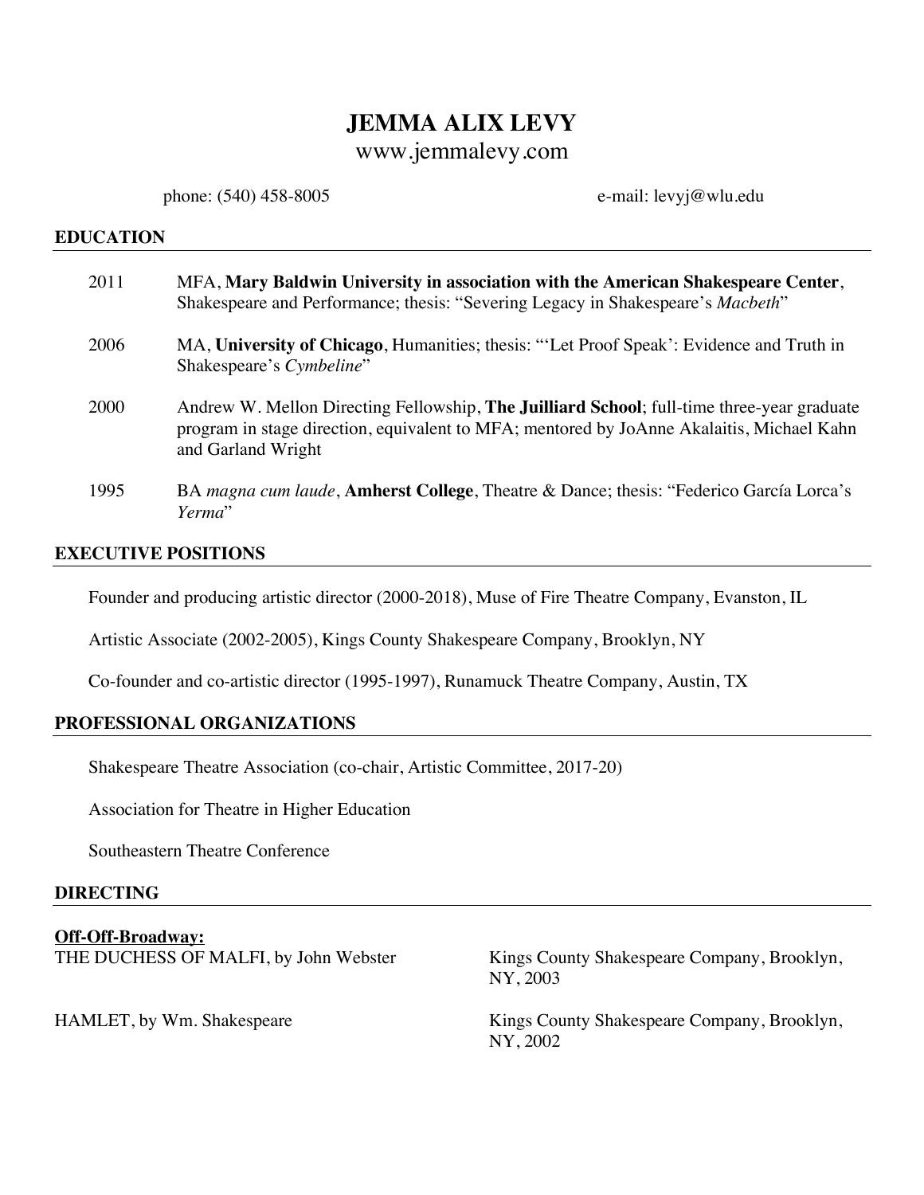# JEMMA ALIX LEVY

www.jemmalevy.com

phone: (540) 458-8005 e-mail: levyj@wlu.edu

## EDUCATION

2011 MFA, **Mary Baldwin University in association with the American Shakespeare Center**, Shakespeare and Performance; thesis: "Severing Legacy in Shakespeare's *Macbeth*"

2006 MA, **University of Chicago**, Humanities; thesis: "'Let Proof Speak': Evidence and Truth in Shakespeare's *Cymbeline*"

2000 Andrew W. Mellon Directing Fellowship, **The Juilliard School**; full-time three-year graduate program in stage direction, equivalent to MFA; mentored by JoAnne Akalaitis, Michael Kahn and Garland Wright

1995 BA *magna cum laude*, **Amherst College**, Theatre & Dance; thesis: "Federico García Lorca's *Yerma*"

## EXECUTIVE POSITIONS

Founder and producing artistic director (2000-2018), Muse of Fire Theatre Company, Evanston, IL

Artistic Associate (2002-2005), Kings County Shakespeare Company, Brooklyn, NY

Co-founder and co-artistic director (1995-1997), Runamuck Theatre Company, Austin, TX

## PROFESSIONAL ORGANIZATIONS

Shakespeare Theatre Association (co-chair, Artistic Committee, 2017-20)

Association for Theatre in Higher Education

Southeastern Theatre Conference

## DIRECTING

**Off-Off-Broadway:**

THE DUCHESS OF MALFI, by John Webster — Kings County Shakespeare Company, Brooklyn, NY, 2003

HAMLET, by Wm. Shakespeare — Kings County Shakespeare Company, Brooklyn, NY, 2002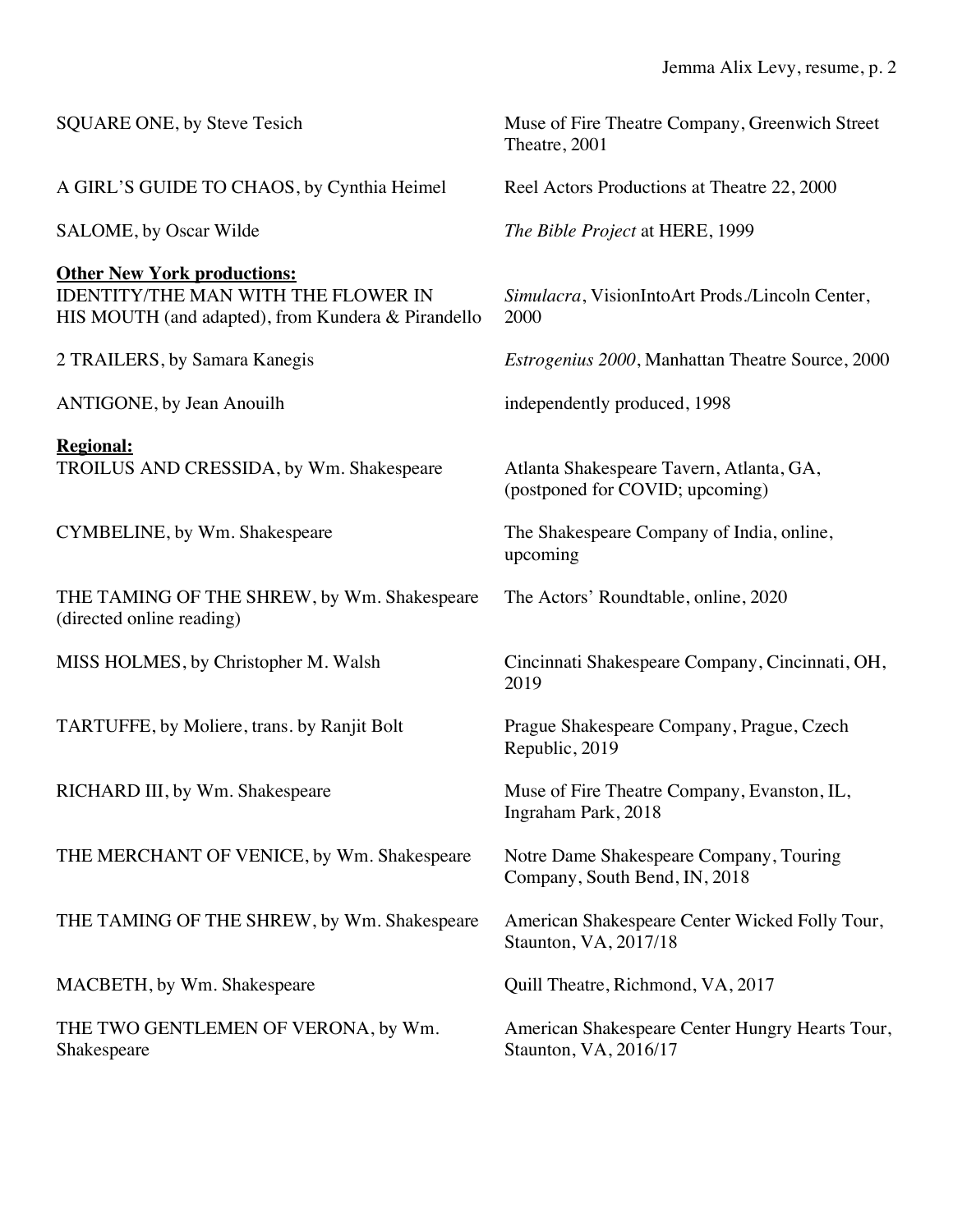SQUARE ONE, by Steve Tesich — Muse of Fire Theatre Company, Greenwich Street Theatre, 2001

A GIRL'S GUIDE TO CHAOS, by Cynthia Heimel — Reel Actors Productions at Theatre 22, 2000

SALOME, by Oscar Wilde — *The Bible Project* at HERE, 1999

**Other New York productions:**

IDENTITY/THE MAN WITH THE FLOWER IN HIS MOUTH (and adapted), from Kundera & Pirandello — *Simulacra*, VisionIntoArt Prods./Lincoln Center, 2000

2 TRAILERS, by Samara Kanegis — *Estrogenius 2000*, Manhattan Theatre Source, 2000

ANTIGONE, by Jean Anouilh — independently produced, 1998

**Regional:**

TROILUS AND CRESSIDA, by Wm. Shakespeare — Atlanta Shakespeare Tavern, Atlanta, GA, (postponed for COVID; upcoming)

CYMBELINE, by Wm. Shakespeare — The Shakespeare Company of India, online, upcoming

THE TAMING OF THE SHREW, by Wm. Shakespeare (directed online reading) — The Actors' Roundtable, online, 2020

MISS HOLMES, by Christopher M. Walsh — Cincinnati Shakespeare Company, Cincinnati, OH, 2019

TARTUFFE, by Moliere, trans. by Ranjit Bolt — Prague Shakespeare Company, Prague, Czech Republic, 2019

RICHARD III, by Wm. Shakespeare — Muse of Fire Theatre Company, Evanston, IL, Ingraham Park, 2018

THE MERCHANT OF VENICE, by Wm. Shakespeare — Notre Dame Shakespeare Company, Touring Company, South Bend, IN, 2018

THE TAMING OF THE SHREW, by Wm. Shakespeare — American Shakespeare Center Wicked Folly Tour, Staunton, VA, 2017/18

MACBETH, by Wm. Shakespeare — Quill Theatre, Richmond, VA, 2017

THE TWO GENTLEMEN OF VERONA, by Wm. Shakespeare — American Shakespeare Center Hungry Hearts Tour, Staunton, VA, 2016/17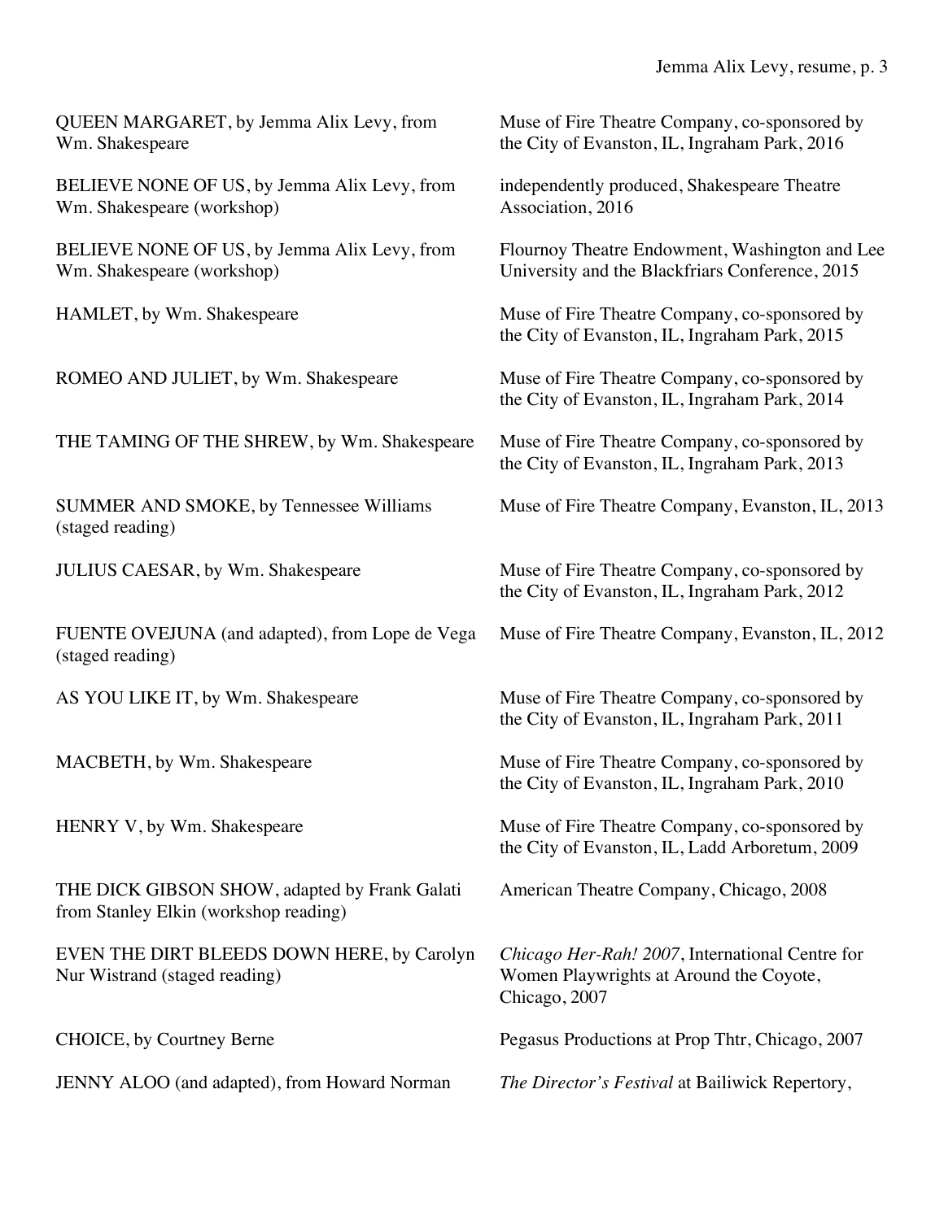| | |
|---|---|
| QUEEN MARGARET, by Jemma Alix Levy, from Wm. Shakespeare | Muse of Fire Theatre Company, co-sponsored by the City of Evanston, IL, Ingraham Park, 2016 |
| BELIEVE NONE OF US, by Jemma Alix Levy, from Wm. Shakespeare (workshop) | independently produced, Shakespeare Theatre Association, 2016 |
| BELIEVE NONE OF US, by Jemma Alix Levy, from Wm. Shakespeare (workshop) | Flournoy Theatre Endowment, Washington and Lee University and the Blackfriars Conference, 2015 |
| HAMLET, by Wm. Shakespeare | Muse of Fire Theatre Company, co-sponsored by the City of Evanston, IL, Ingraham Park, 2015 |
| ROMEO AND JULIET, by Wm. Shakespeare | Muse of Fire Theatre Company, co-sponsored by the City of Evanston, IL, Ingraham Park, 2014 |
| THE TAMING OF THE SHREW, by Wm. Shakespeare | Muse of Fire Theatre Company, co-sponsored by the City of Evanston, IL, Ingraham Park, 2013 |
| SUMMER AND SMOKE, by Tennessee Williams (staged reading) | Muse of Fire Theatre Company, Evanston, IL, 2013 |
| JULIUS CAESAR, by Wm. Shakespeare | Muse of Fire Theatre Company, co-sponsored by the City of Evanston, IL, Ingraham Park, 2012 |
| FUENTE OVEJUNA (and adapted), from Lope de Vega (staged reading) | Muse of Fire Theatre Company, Evanston, IL, 2012 |
| AS YOU LIKE IT, by Wm. Shakespeare | Muse of Fire Theatre Company, co-sponsored by the City of Evanston, IL, Ingraham Park, 2011 |
| MACBETH, by Wm. Shakespeare | Muse of Fire Theatre Company, co-sponsored by the City of Evanston, IL, Ingraham Park, 2010 |
| HENRY V, by Wm. Shakespeare | Muse of Fire Theatre Company, co-sponsored by the City of Evanston, IL, Ladd Arboretum, 2009 |
| THE DICK GIBSON SHOW, adapted by Frank Galati from Stanley Elkin (workshop reading) | American Theatre Company, Chicago, 2008 |
| EVEN THE DIRT BLEEDS DOWN HERE, by Carolyn Nur Wistrand (staged reading) | *Chicago Her-Rah! 2007*, International Centre for Women Playwrights at Around the Coyote, Chicago, 2007 |
| CHOICE, by Courtney Berne | Pegasus Productions at Prop Thtr, Chicago, 2007 |
| JENNY ALOO (and adapted), from Howard Norman | *The Director's Festival* at Bailiwick Repertory, |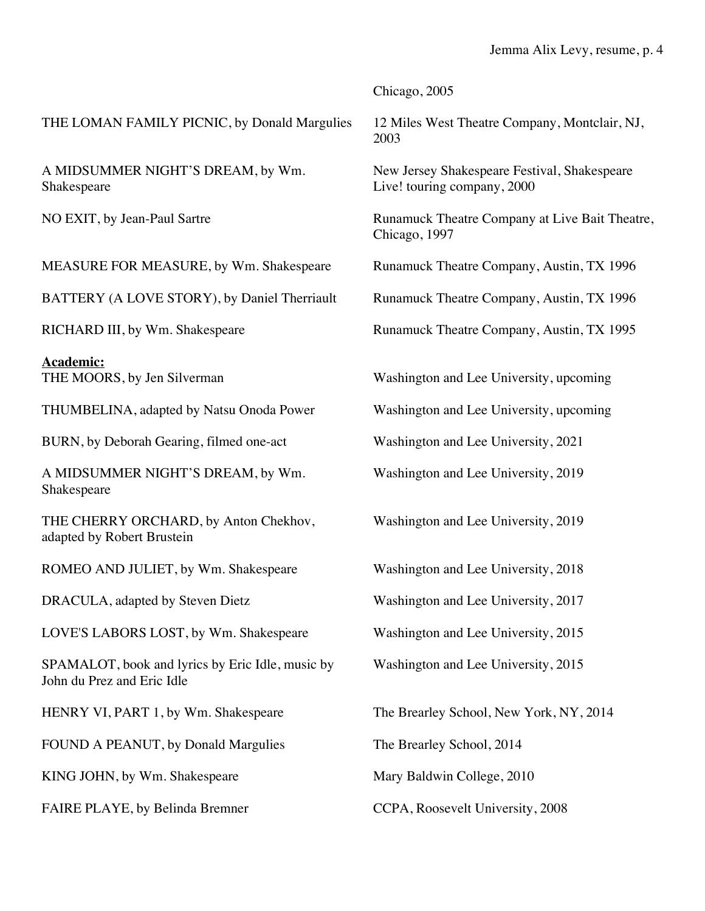| | |
|---|---|
| | Chicago, 2005 |
| THE LOMAN FAMILY PICNIC, by Donald Margulies | 12 Miles West Theatre Company, Montclair, NJ, 2003 |
| A MIDSUMMER NIGHT'S DREAM, by Wm. Shakespeare | New Jersey Shakespeare Festival, Shakespeare Live! touring company, 2000 |
| NO EXIT, by Jean-Paul Sartre | Runamuck Theatre Company at Live Bait Theatre, Chicago, 1997 |
| MEASURE FOR MEASURE, by Wm. Shakespeare | Runamuck Theatre Company, Austin, TX 1996 |
| BATTERY (A LOVE STORY), by Daniel Therriault | Runamuck Theatre Company, Austin, TX 1996 |
| RICHARD III, by Wm. Shakespeare | Runamuck Theatre Company, Austin, TX 1995 |

**Academic:**

| | |
|---|---|
| THE MOORS, by Jen Silverman | Washington and Lee University, upcoming |
| THUMBELINA, adapted by Natsu Onoda Power | Washington and Lee University, upcoming |
| BURN, by Deborah Gearing, filmed one-act | Washington and Lee University, 2021 |
| A MIDSUMMER NIGHT'S DREAM, by Wm. Shakespeare | Washington and Lee University, 2019 |
| THE CHERRY ORCHARD, by Anton Chekhov, adapted by Robert Brustein | Washington and Lee University, 2019 |
| ROMEO AND JULIET, by Wm. Shakespeare | Washington and Lee University, 2018 |
| DRACULA, adapted by Steven Dietz | Washington and Lee University, 2017 |
| LOVE'S LABORS LOST, by Wm. Shakespeare | Washington and Lee University, 2015 |
| SPAMALOT, book and lyrics by Eric Idle, music by John du Prez and Eric Idle | Washington and Lee University, 2015 |
| HENRY VI, PART 1, by Wm. Shakespeare | The Brearley School, New York, NY, 2014 |
| FOUND A PEANUT, by Donald Margulies | The Brearley School, 2014 |
| KING JOHN, by Wm. Shakespeare | Mary Baldwin College, 2010 |
| FAIRE PLAYE, by Belinda Bremner | CCPA, Roosevelt University, 2008 |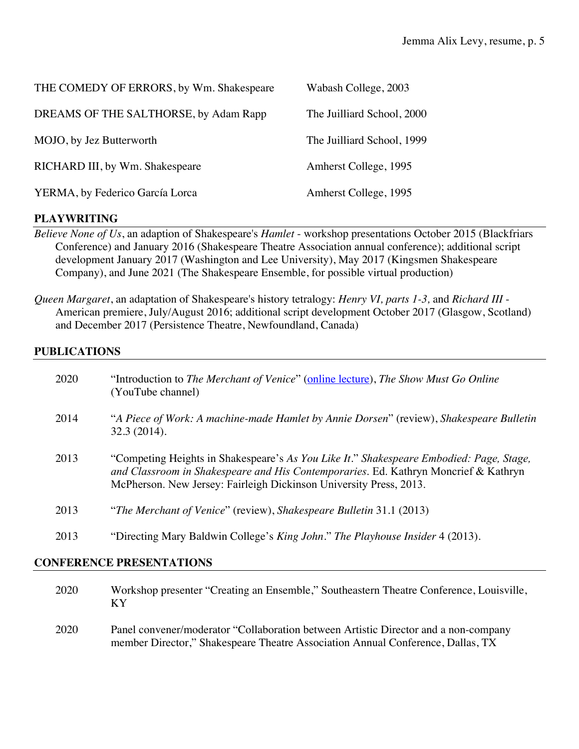| | |
|---|---|
| THE COMEDY OF ERRORS, by Wm. Shakespeare | Wabash College, 2003 |
| DREAMS OF THE SALTHORSE, by Adam Rapp | The Juilliard School, 2000 |
| MOJO, by Jez Butterworth | The Juilliard School, 1999 |
| RICHARD III, by Wm. Shakespeare | Amherst College, 1995 |
| YERMA, by Federico García Lorca | Amherst College, 1995 |

## PLAYWRITING

*Believe None of Us*, an adaption of Shakespeare's *Hamlet* - workshop presentations October 2015 (Blackfriars Conference) and January 2016 (Shakespeare Theatre Association annual conference); additional script development January 2017 (Washington and Lee University), May 2017 (Kingsmen Shakespeare Company), and June 2021 (The Shakespeare Ensemble, for possible virtual production)

*Queen Margaret*, an adaptation of Shakespeare's history tetralogy: *Henry VI, parts 1-3,* and *Richard III* - American premiere, July/August 2016; additional script development October 2017 (Glasgow, Scotland) and December 2017 (Persistence Theatre, Newfoundland, Canada)

## PUBLICATIONS

| | |
|---|---|
| 2020 | "Introduction to *The Merchant of Venice*" (online lecture), *The Show Must Go Online* (YouTube channel) |
| 2014 | "*A Piece of Work: A machine-made Hamlet by Annie Dorsen*" (review), *Shakespeare Bulletin* 32.3 (2014). |
| 2013 | "Competing Heights in Shakespeare's *As You Like It*." *Shakespeare Embodied: Page, Stage, and Classroom in Shakespeare and His Contemporaries*. Ed. Kathryn Moncrief & Kathryn McPherson. New Jersey: Fairleigh Dickinson University Press, 2013. |
| 2013 | "*The Merchant of Venice*" (review), *Shakespeare Bulletin* 31.1 (2013) |
| 2013 | "Directing Mary Baldwin College's *King John*." *The Playhouse Insider* 4 (2013). |

## CONFERENCE PRESENTATIONS

| | |
|---|---|
| 2020 | Workshop presenter "Creating an Ensemble," Southeastern Theatre Conference, Louisville, KY |
| 2020 | Panel convener/moderator "Collaboration between Artistic Director and a non-company member Director," Shakespeare Theatre Association Annual Conference, Dallas, TX |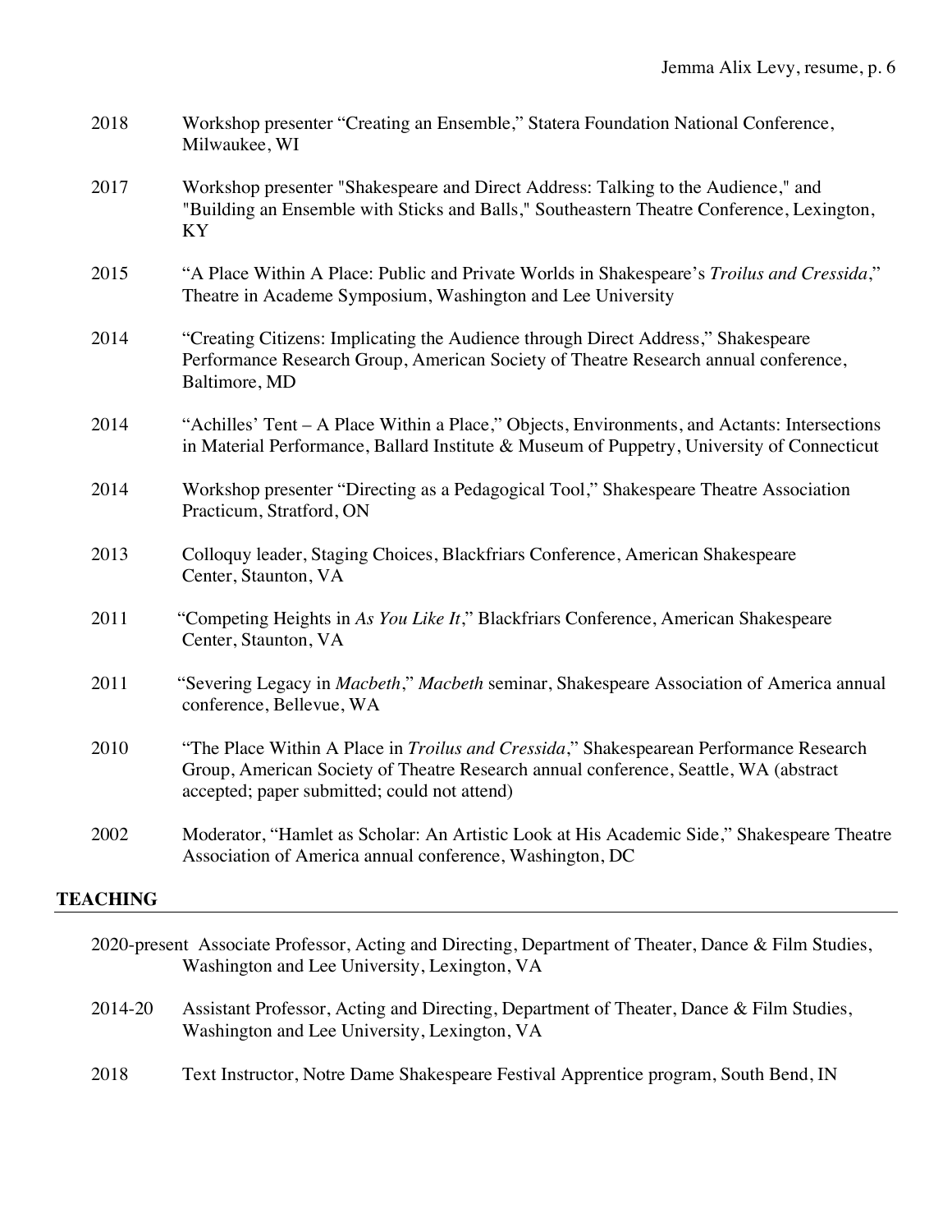2018 Workshop presenter "Creating an Ensemble," Statera Foundation National Conference, Milwaukee, WI

2017 Workshop presenter "Shakespeare and Direct Address: Talking to the Audience," and "Building an Ensemble with Sticks and Balls," Southeastern Theatre Conference, Lexington, KY

2015 "A Place Within A Place: Public and Private Worlds in Shakespeare's *Troilus and Cressida*," Theatre in Academe Symposium, Washington and Lee University

2014 "Creating Citizens: Implicating the Audience through Direct Address," Shakespeare Performance Research Group, American Society of Theatre Research annual conference, Baltimore, MD

2014 "Achilles' Tent – A Place Within a Place," Objects, Environments, and Actants: Intersections in Material Performance, Ballard Institute & Museum of Puppetry, University of Connecticut

2014 Workshop presenter "Directing as a Pedagogical Tool," Shakespeare Theatre Association Practicum, Stratford, ON

2013 Colloquy leader, Staging Choices, Blackfriars Conference, American Shakespeare Center, Staunton, VA

2011 "Competing Heights in *As You Like It*," Blackfriars Conference, American Shakespeare Center, Staunton, VA

2011 "Severing Legacy in *Macbeth*," *Macbeth* seminar, Shakespeare Association of America annual conference, Bellevue, WA

2010 "The Place Within A Place in *Troilus and Cressida*," Shakespearean Performance Research Group, American Society of Theatre Research annual conference, Seattle, WA (abstract accepted; paper submitted; could not attend)

2002 Moderator, "Hamlet as Scholar: An Artistic Look at His Academic Side," Shakespeare Theatre Association of America annual conference, Washington, DC

## TEACHING

2020-present Associate Professor, Acting and Directing, Department of Theater, Dance & Film Studies, Washington and Lee University, Lexington, VA

2014-20 Assistant Professor, Acting and Directing, Department of Theater, Dance & Film Studies, Washington and Lee University, Lexington, VA

2018 Text Instructor, Notre Dame Shakespeare Festival Apprentice program, South Bend, IN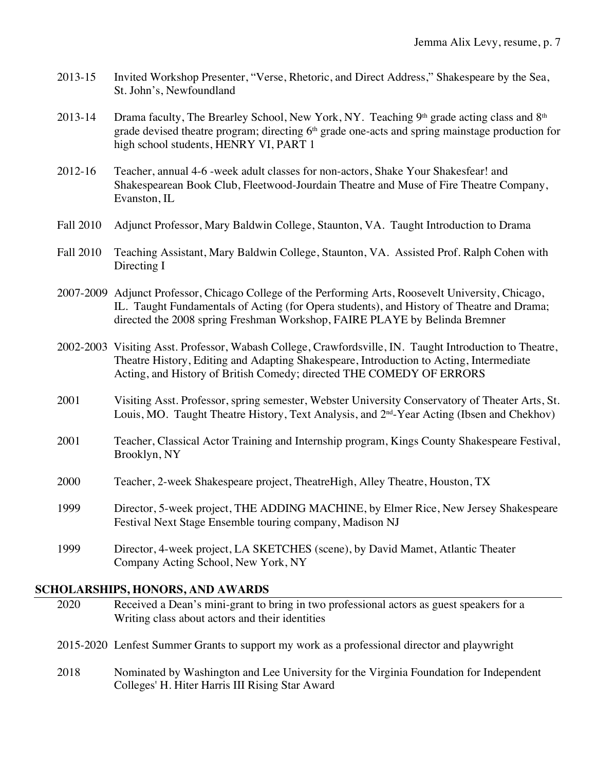2013-15 Invited Workshop Presenter, "Verse, Rhetoric, and Direct Address," Shakespeare by the Sea, St. John's, Newfoundland

2013-14 Drama faculty, The Brearley School, New York, NY. Teaching 9th grade acting class and 8th grade devised theatre program; directing 6th grade one-acts and spring mainstage production for high school students, HENRY VI, PART 1

2012-16 Teacher, annual 4-6 -week adult classes for non-actors, Shake Your Shakesfear! and Shakespearean Book Club, Fleetwood-Jourdain Theatre and Muse of Fire Theatre Company, Evanston, IL

Fall 2010 Adjunct Professor, Mary Baldwin College, Staunton, VA. Taught Introduction to Drama

Fall 2010 Teaching Assistant, Mary Baldwin College, Staunton, VA. Assisted Prof. Ralph Cohen with Directing I

2007-2009 Adjunct Professor, Chicago College of the Performing Arts, Roosevelt University, Chicago, IL. Taught Fundamentals of Acting (for Opera students), and History of Theatre and Drama; directed the 2008 spring Freshman Workshop, FAIRE PLAYE by Belinda Bremner

2002-2003 Visiting Asst. Professor, Wabash College, Crawfordsville, IN. Taught Introduction to Theatre, Theatre History, Editing and Adapting Shakespeare, Introduction to Acting, Intermediate Acting, and History of British Comedy; directed THE COMEDY OF ERRORS

2001 Visiting Asst. Professor, spring semester, Webster University Conservatory of Theater Arts, St. Louis, MO. Taught Theatre History, Text Analysis, and 2nd-Year Acting (Ibsen and Chekhov)

2001 Teacher, Classical Actor Training and Internship program, Kings County Shakespeare Festival, Brooklyn, NY

2000 Teacher, 2-week Shakespeare project, TheatreHigh, Alley Theatre, Houston, TX

1999 Director, 5-week project, THE ADDING MACHINE, by Elmer Rice, New Jersey Shakespeare Festival Next Stage Ensemble touring company, Madison NJ

1999 Director, 4-week project, LA SKETCHES (scene), by David Mamet, Atlantic Theater Company Acting School, New York, NY

## SCHOLARSHIPS, HONORS, AND AWARDS

2020 Received a Dean's mini-grant to bring in two professional actors as guest speakers for a Writing class about actors and their identities

2015-2020 Lenfest Summer Grants to support my work as a professional director and playwright

2018 Nominated by Washington and Lee University for the Virginia Foundation for Independent Colleges' H. Hiter Harris III Rising Star Award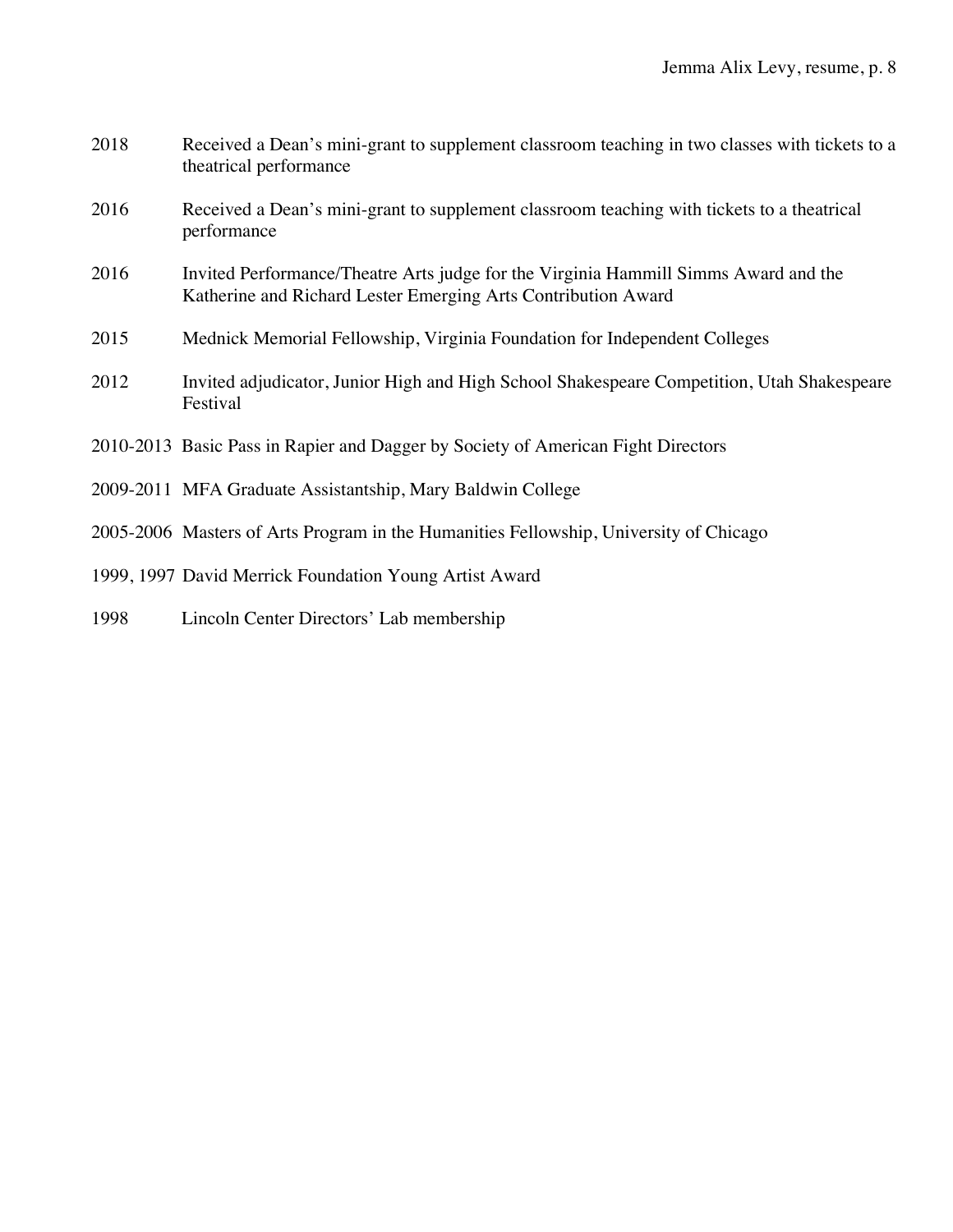2018 Received a Dean's mini-grant to supplement classroom teaching in two classes with tickets to a theatrical performance

2016 Received a Dean's mini-grant to supplement classroom teaching with tickets to a theatrical performance

2016 Invited Performance/Theatre Arts judge for the Virginia Hammill Simms Award and the Katherine and Richard Lester Emerging Arts Contribution Award

2015 Mednick Memorial Fellowship, Virginia Foundation for Independent Colleges

2012 Invited adjudicator, Junior High and High School Shakespeare Competition, Utah Shakespeare Festival

2010-2013 Basic Pass in Rapier and Dagger by Society of American Fight Directors

2009-2011 MFA Graduate Assistantship, Mary Baldwin College

2005-2006 Masters of Arts Program in the Humanities Fellowship, University of Chicago

1999, 1997 David Merrick Foundation Young Artist Award

1998 Lincoln Center Directors' Lab membership